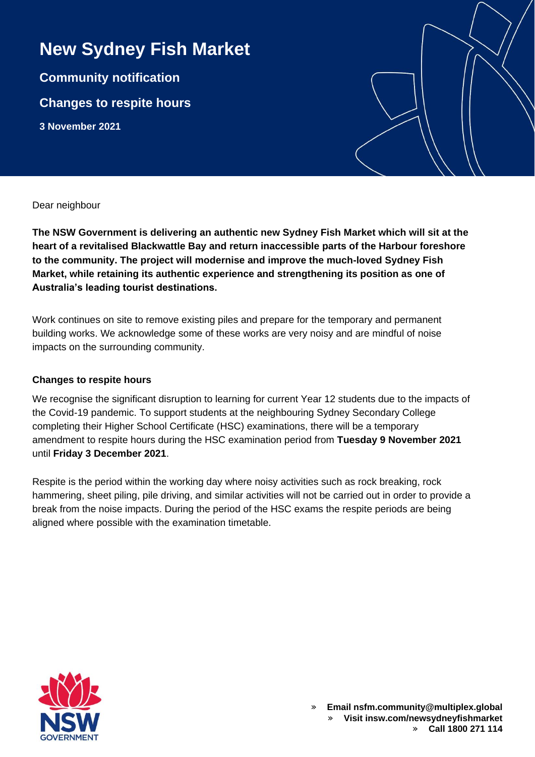# New Sydney Fish Market

## Community notification

## Changes to respite hours

**3 November 2021**

Dear neighbour

**The NSW Government is delivering an authentic new Sydney Fish Market which will sit at the heart of a revitalised Blackwattle Bay and return inaccessible parts of the Harbour foreshore to the community. The project will modernise and improve the much-loved Sydney Fish Market, while retaining its authentic experience and strengthening its position as one of Australia's leading tourist destinations.**

Work continues on site to remove existing piles and prepare for the temporary and permanent building works. We acknowledge some of these works are very noisy and are mindful of noise impacts on the surrounding community.

### Changes to respite hours

We recognise the significant disruption to learning for current Year 12 students due to the impacts of the Covid-19 pandemic. To support students at the neighbouring Sydney Secondary College completing their Higher School Certificate (HSC) examinations, there will be a temporary amendment to respite hours during the HSC examination period from **Tuesday 9 November 2021** until **Friday 3 December 2021**.

Respite is the period within the working day where noisy activities such as rock breaking, rock hammering, sheet piling, pile driving, and similar activities will not be carried out in order to provide a break from the noise impacts. During the period of the HSC exams the respite periods are being aligned where possible with the examination timetable.

NSW GOVERNMENT

» **Email nsfm.community@multiplex.global**
» **Visit insw.com/newsydneyfishmarket**
» **Call 1800 271 114**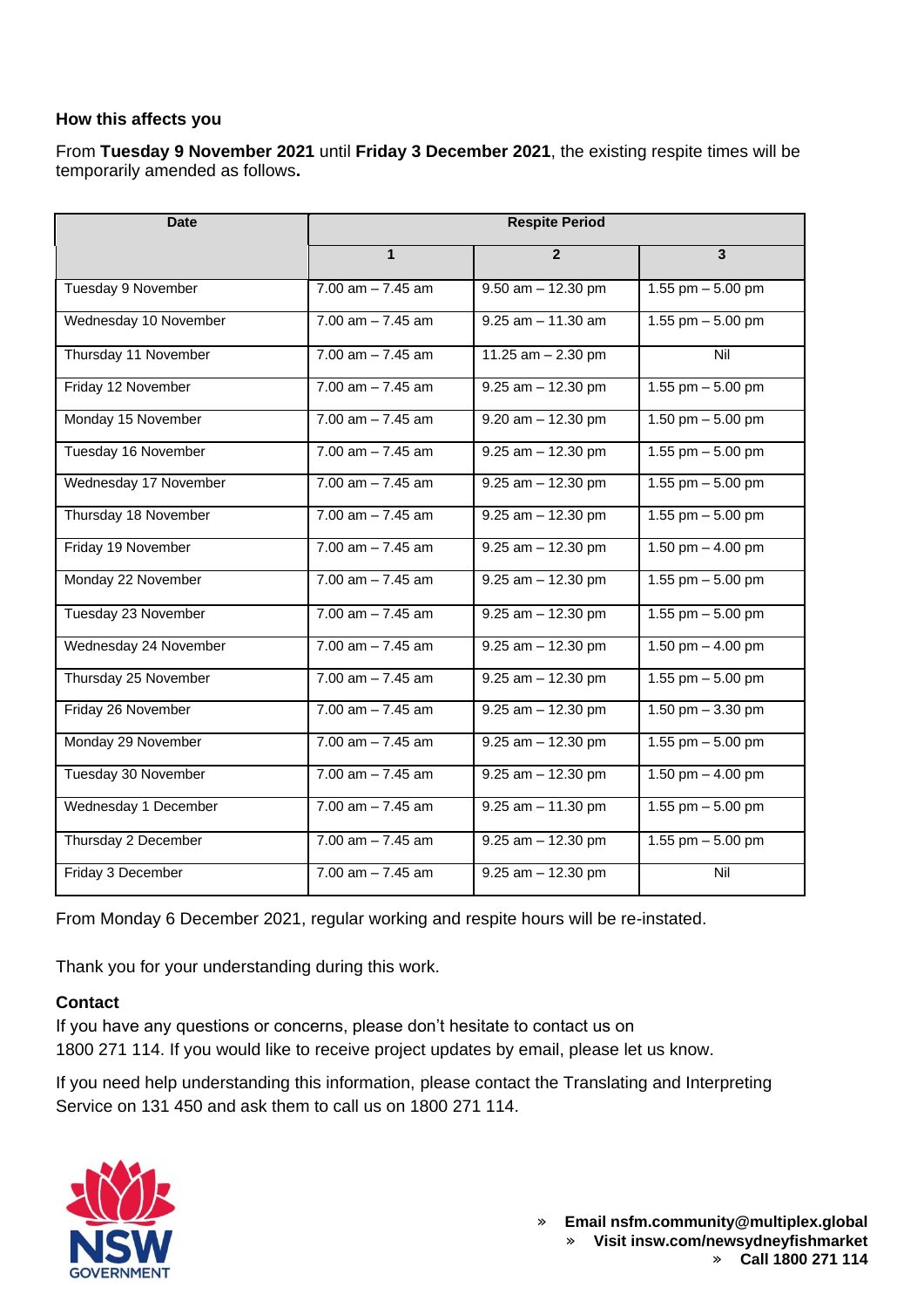### How this affects you

From **Tuesday 9 November 2021** until **Friday 3 December 2021**, the existing respite times will be temporarily amended as follows**.**

| Date | Respite Period | | |
|---|---|---|---|
| | 1 | 2 | 3 |
| Tuesday 9 November | 7.00 am – 7.45 am | 9.50 am – 12.30 pm | 1.55 pm – 5.00 pm |
| Wednesday 10 November | 7.00 am – 7.45 am | 9.25 am – 11.30 am | 1.55 pm – 5.00 pm |
| Thursday 11 November | 7.00 am – 7.45 am | 11.25 am – 2.30 pm | Nil |
| Friday 12 November | 7.00 am – 7.45 am | 9.25 am – 12.30 pm | 1.55 pm – 5.00 pm |
| Monday 15 November | 7.00 am – 7.45 am | 9.20 am – 12.30 pm | 1.50 pm – 5.00 pm |
| Tuesday 16 November | 7.00 am – 7.45 am | 9.25 am – 12.30 pm | 1.55 pm – 5.00 pm |
| Wednesday 17 November | 7.00 am – 7.45 am | 9.25 am – 12.30 pm | 1.55 pm – 5.00 pm |
| Thursday 18 November | 7.00 am – 7.45 am | 9.25 am – 12.30 pm | 1.55 pm – 5.00 pm |
| Friday 19 November | 7.00 am – 7.45 am | 9.25 am – 12.30 pm | 1.50 pm – 4.00 pm |
| Monday 22 November | 7.00 am – 7.45 am | 9.25 am – 12.30 pm | 1.55 pm – 5.00 pm |
| Tuesday 23 November | 7.00 am – 7.45 am | 9.25 am – 12.30 pm | 1.55 pm – 5.00 pm |
| Wednesday 24 November | 7.00 am – 7.45 am | 9.25 am – 12.30 pm | 1.50 pm – 4.00 pm |
| Thursday 25 November | 7.00 am – 7.45 am | 9.25 am – 12.30 pm | 1.55 pm – 5.00 pm |
| Friday 26 November | 7.00 am – 7.45 am | 9.25 am – 12.30 pm | 1.50 pm – 3.30 pm |
| Monday 29 November | 7.00 am – 7.45 am | 9.25 am – 12.30 pm | 1.55 pm – 5.00 pm |
| Tuesday 30 November | 7.00 am – 7.45 am | 9.25 am – 12.30 pm | 1.50 pm – 4.00 pm |
| Wednesday 1 December | 7.00 am – 7.45 am | 9.25 am – 11.30 pm | 1.55 pm – 5.00 pm |
| Thursday 2 December | 7.00 am – 7.45 am | 9.25 am – 12.30 pm | 1.55 pm – 5.00 pm |
| Friday 3 December | 7.00 am – 7.45 am | 9.25 am – 12.30 pm | Nil |

From Monday 6 December 2021, regular working and respite hours will be re-instated.

Thank you for your understanding during this work.

### Contact

If you have any questions or concerns, please don't hesitate to contact us on 1800 271 114. If you would like to receive project updates by email, please let us know.

If you need help understanding this information, please contact the Translating and Interpreting Service on 131 450 and ask them to call us on 1800 271 114.

NSW GOVERNMENT

» **Email nsfm.community@multiplex.global**
» **Visit insw.com/newsydneyfishmarket**
» **Call 1800 271 114**